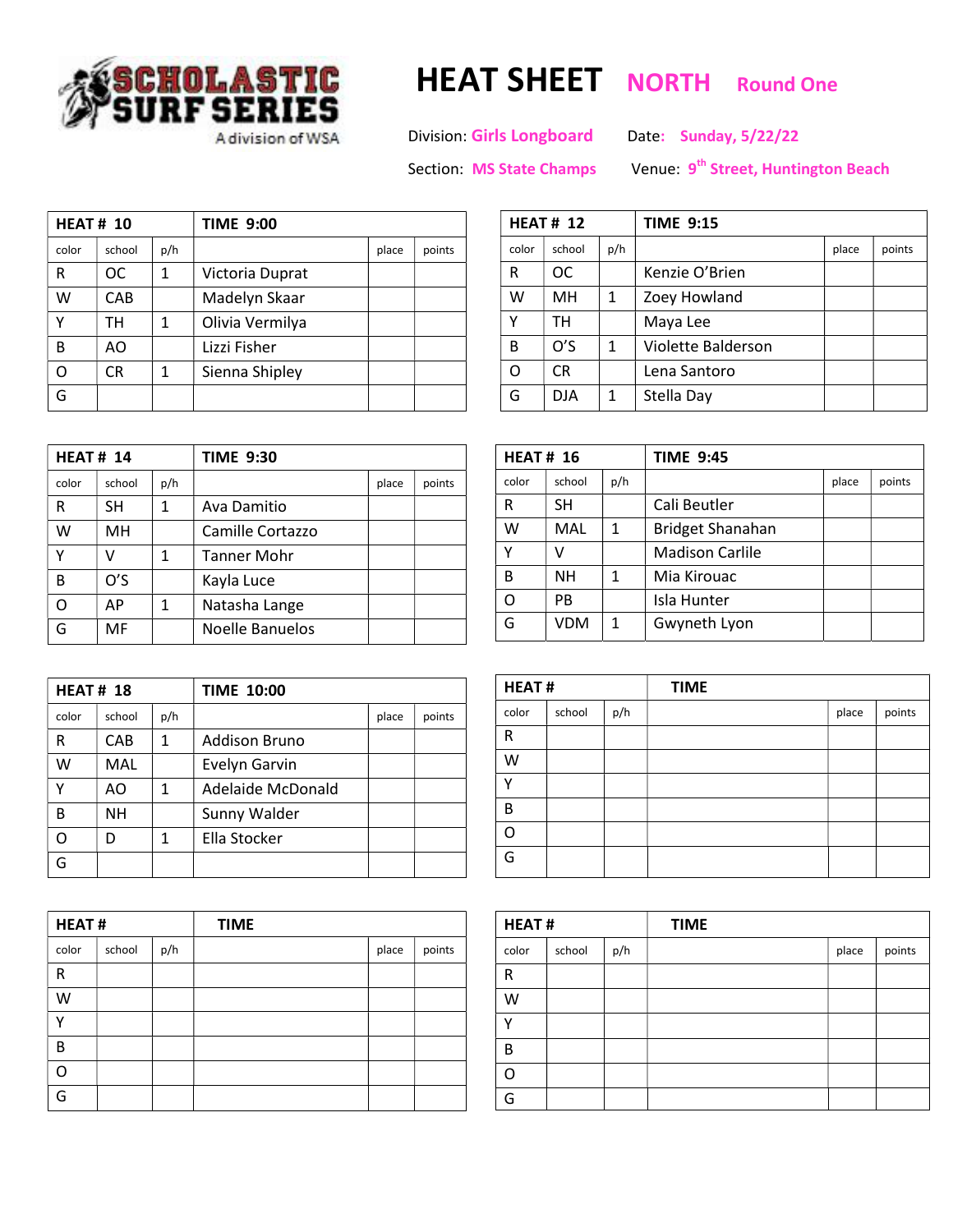SCHOLASTIC SURF SERIES
A division of WSA

# HEAT SHEET NORTH Round One

Division: Girls Longboard    Date: Sunday, 5/22/22

Section: MS State Champs    Venue: 9th Street, Huntington Beach

| HEAT # 10 | | | TIME 9:00 | | |
|---|---|---|---|---|---|
| color | school | p/h | | place | points |
| R | OC | 1 | Victoria Duprat | | |
| W | CAB | | Madelyn Skaar | | |
| Y | TH | 1 | Olivia Vermilya | | |
| B | AO | | Lizzi Fisher | | |
| O | CR | 1 | Sienna Shipley | | |
| G | | | | | |

| HEAT # 12 | | | TIME 9:15 | | |
|---|---|---|---|---|---|
| color | school | p/h | | place | points |
| R | OC | | Kenzie O'Brien | | |
| W | MH | 1 | Zoey Howland | | |
| Y | TH | | Maya Lee | | |
| B | O'S | 1 | Violette Balderson | | |
| O | CR | | Lena Santoro | | |
| G | DJA | 1 | Stella Day | | |

| HEAT # 14 | | | TIME 9:30 | | |
|---|---|---|---|---|---|
| color | school | p/h | | place | points |
| R | SH | 1 | Ava Damitio | | |
| W | MH | | Camille Cortazzo | | |
| Y | V | 1 | Tanner Mohr | | |
| B | O'S | | Kayla Luce | | |
| O | AP | 1 | Natasha Lange | | |
| G | MF | | Noelle Banuelos | | |

| HEAT # 16 | | | TIME 9:45 | | |
|---|---|---|---|---|---|
| color | school | p/h | | place | points |
| R | SH | | Cali Beutler | | |
| W | MAL | 1 | Bridget Shanahan | | |
| Y | V | | Madison Carlile | | |
| B | NH | 1 | Mia Kirouac | | |
| O | PB | | Isla Hunter | | |
| G | VDM | 1 | Gwyneth Lyon | | |

| HEAT # 18 | | | TIME 10:00 | | |
|---|---|---|---|---|---|
| color | school | p/h | | place | points |
| R | CAB | 1 | Addison Bruno | | |
| W | MAL | | Evelyn Garvin | | |
| Y | AO | 1 | Adelaide McDonald | | |
| B | NH | | Sunny Walder | | |
| O | D | 1 | Ella Stocker | | |
| G | | | | | |

| HEAT # | | | TIME | | |
|---|---|---|---|---|---|
| color | school | p/h | | place | points |
| R | | | | | |
| W | | | | | |
| Y | | | | | |
| B | | | | | |
| O | | | | | |
| G | | | | | |

| HEAT # | | | TIME | | |
|---|---|---|---|---|---|
| color | school | p/h | | place | points |
| R | | | | | |
| W | | | | | |
| Y | | | | | |
| B | | | | | |
| O | | | | | |
| G | | | | | |

| HEAT # | | | TIME | | |
|---|---|---|---|---|---|
| color | school | p/h | | place | points |
| R | | | | | |
| W | | | | | |
| Y | | | | | |
| B | | | | | |
| O | | | | | |
| G | | | | | |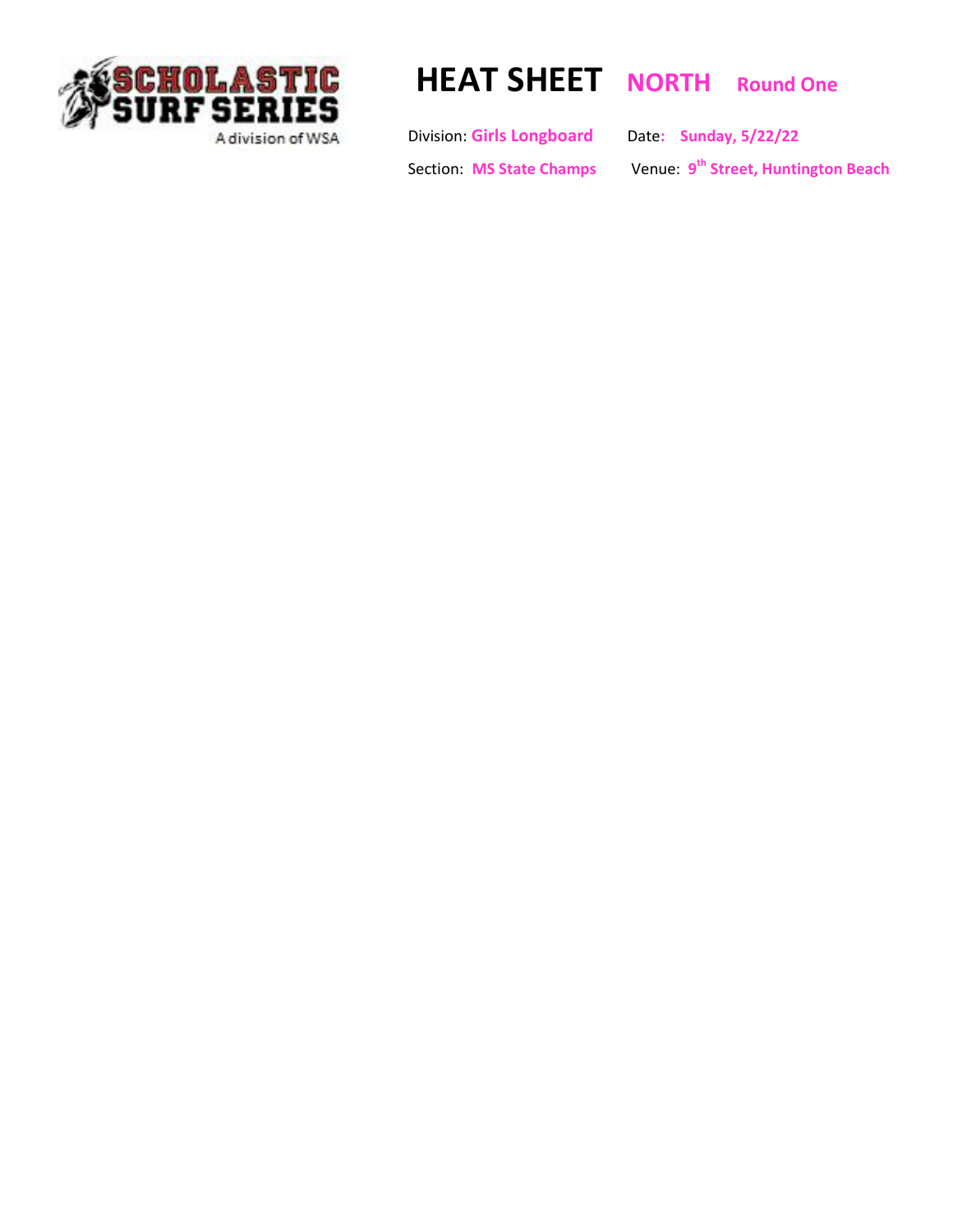SCHOLASTIC SURF SERIES

A division of WSA

# HEAT SHEET NORTH Round One

Division: **Girls Longboard**

Date: **Sunday, 5/22/22**

Section: **MS State Champs**

Venue: **9th Street, Huntington Beach**